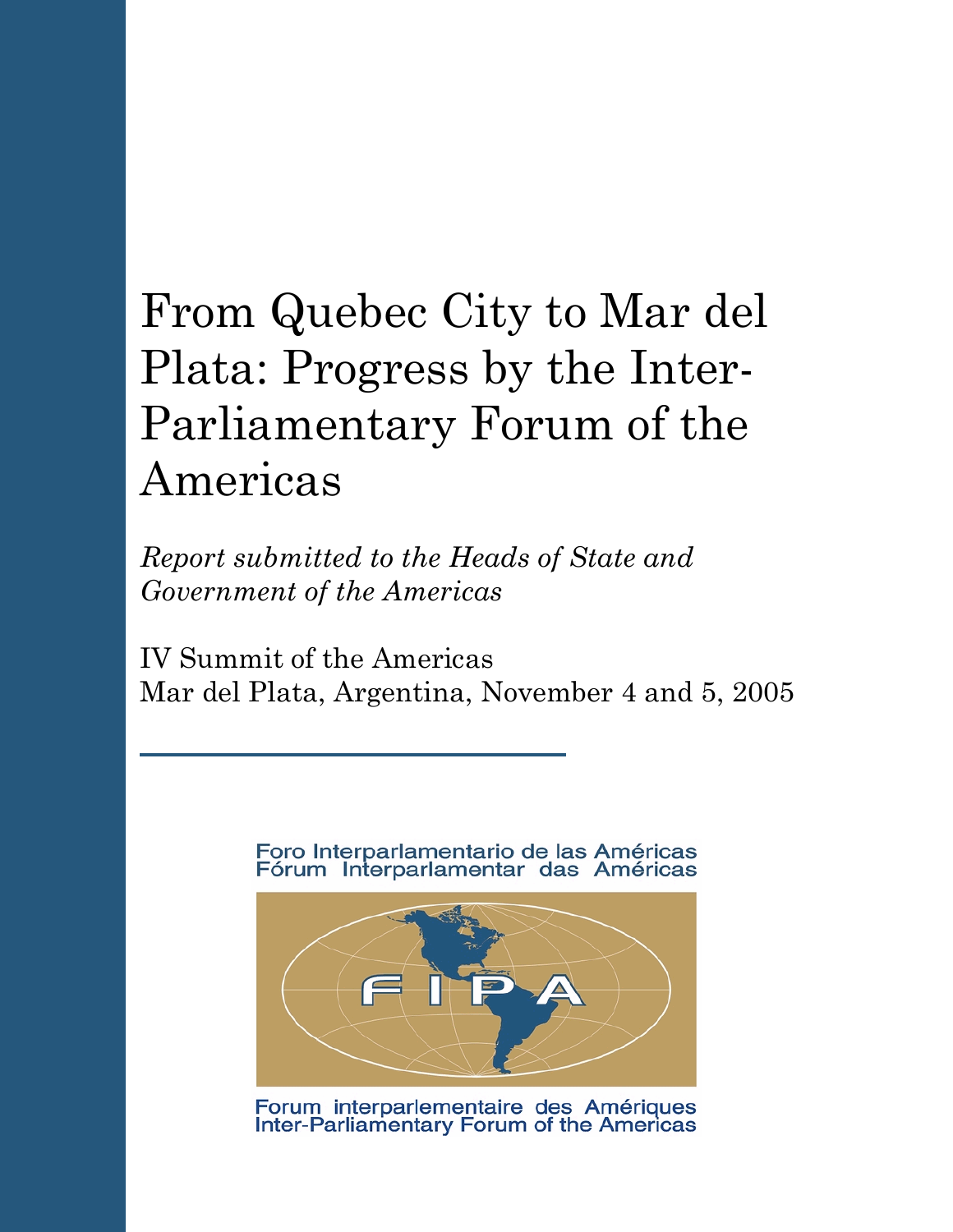# From Quebec City to Mar del Plata: Progress by the Inter-Parliamentary Forum of the Americas

*Report submitted to the Heads of State and Government of the Americas*

IV Summit of the Americas
Mar del Plata, Argentina, November 4 and 5, 2005

Foro Interparlamentario de las Américas
Fórum Interparlamentar das Américas

FIPA

Forum interparlementaire des Amériques
Inter-Parliamentary Forum of the Americas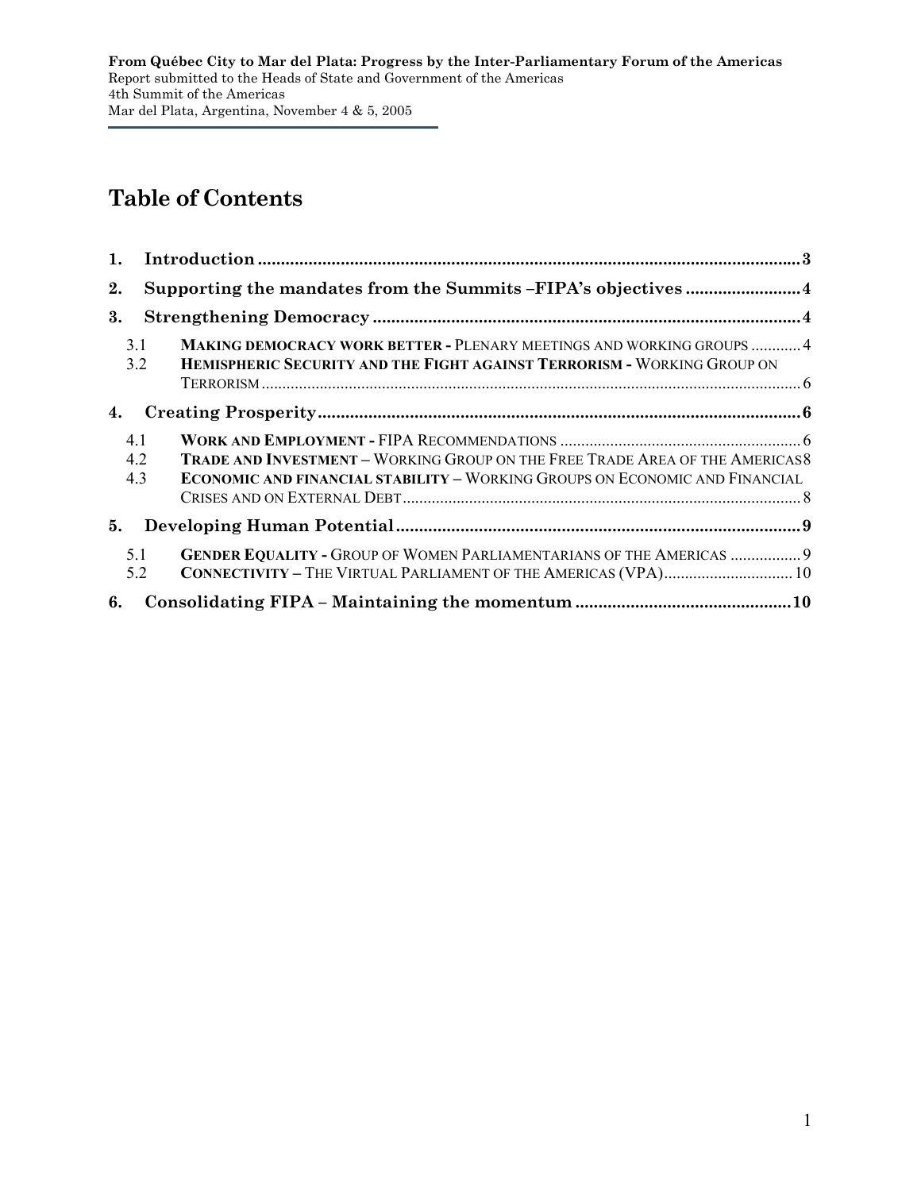# Table of Contents

1. **Introduction** ..... **3**
2. **Supporting the mandates from the Summits –FIPA's objectives** ..... **4**
3. **Strengthening Democracy** ..... **4**
   - 3.1 **MAKING DEMOCRACY WORK BETTER -** PLENARY MEETINGS AND WORKING GROUPS ..... 4
   - 3.2 **HEMISPHERIC SECURITY AND THE FIGHT AGAINST TERRORISM -** WORKING GROUP ON TERRORISM ..... 6
4. **Creating Prosperity** ..... **6**
   - 4.1 **WORK AND EMPLOYMENT -** FIPA RECOMMENDATIONS ..... 6
   - 4.2 **TRADE AND INVESTMENT** – WORKING GROUP ON THE FREE TRADE AREA OF THE AMERICAS ..... 8
   - 4.3 **ECONOMIC AND FINANCIAL STABILITY** – WORKING GROUPS ON ECONOMIC AND FINANCIAL CRISES AND ON EXTERNAL DEBT ..... 8
5. **Developing Human Potential** ..... **9**
   - 5.1 **GENDER EQUALITY -** GROUP OF WOMEN PARLIAMENTARIANS OF THE AMERICAS ..... 9
   - 5.2 **CONNECTIVITY** – THE VIRTUAL PARLIAMENT OF THE AMERICAS (VPA) ..... 10
6. **Consolidating FIPA – Maintaining the momentum** ..... **10**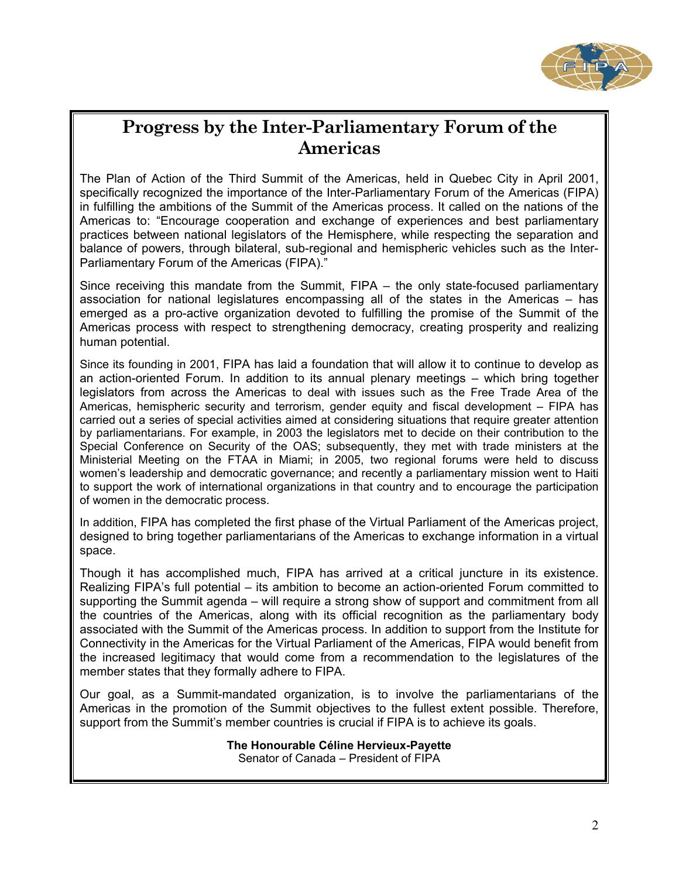# Progress by the Inter-Parliamentary Forum of the Americas

The Plan of Action of the Third Summit of the Americas, held in Quebec City in April 2001, specifically recognized the importance of the Inter-Parliamentary Forum of the Americas (FIPA) in fulfilling the ambitions of the Summit of the Americas process. It called on the nations of the Americas to: "Encourage cooperation and exchange of experiences and best parliamentary practices between national legislators of the Hemisphere, while respecting the separation and balance of powers, through bilateral, sub-regional and hemispheric vehicles such as the Inter-Parliamentary Forum of the Americas (FIPA)."

Since receiving this mandate from the Summit, FIPA – the only state-focused parliamentary association for national legislatures encompassing all of the states in the Americas – has emerged as a pro-active organization devoted to fulfilling the promise of the Summit of the Americas process with respect to strengthening democracy, creating prosperity and realizing human potential.

Since its founding in 2001, FIPA has laid a foundation that will allow it to continue to develop as an action-oriented Forum. In addition to its annual plenary meetings – which bring together legislators from across the Americas to deal with issues such as the Free Trade Area of the Americas, hemispheric security and terrorism, gender equity and fiscal development – FIPA has carried out a series of special activities aimed at considering situations that require greater attention by parliamentarians. For example, in 2003 the legislators met to decide on their contribution to the Special Conference on Security of the OAS; subsequently, they met with trade ministers at the Ministerial Meeting on the FTAA in Miami; in 2005, two regional forums were held to discuss women's leadership and democratic governance; and recently a parliamentary mission went to Haiti to support the work of international organizations in that country and to encourage the participation of women in the democratic process.

In addition, FIPA has completed the first phase of the Virtual Parliament of the Americas project, designed to bring together parliamentarians of the Americas to exchange information in a virtual space.

Though it has accomplished much, FIPA has arrived at a critical juncture in its existence. Realizing FIPA's full potential – its ambition to become an action-oriented Forum committed to supporting the Summit agenda – will require a strong show of support and commitment from all the countries of the Americas, along with its official recognition as the parliamentary body associated with the Summit of the Americas process. In addition to support from the Institute for Connectivity in the Americas for the Virtual Parliament of the Americas, FIPA would benefit from the increased legitimacy that would come from a recommendation to the legislatures of the member states that they formally adhere to FIPA.

Our goal, as a Summit-mandated organization, is to involve the parliamentarians of the Americas in the promotion of the Summit objectives to the fullest extent possible. Therefore, support from the Summit's member countries is crucial if FIPA is to achieve its goals.

**The Honourable Céline Hervieux-Payette**
Senator of Canada – President of FIPA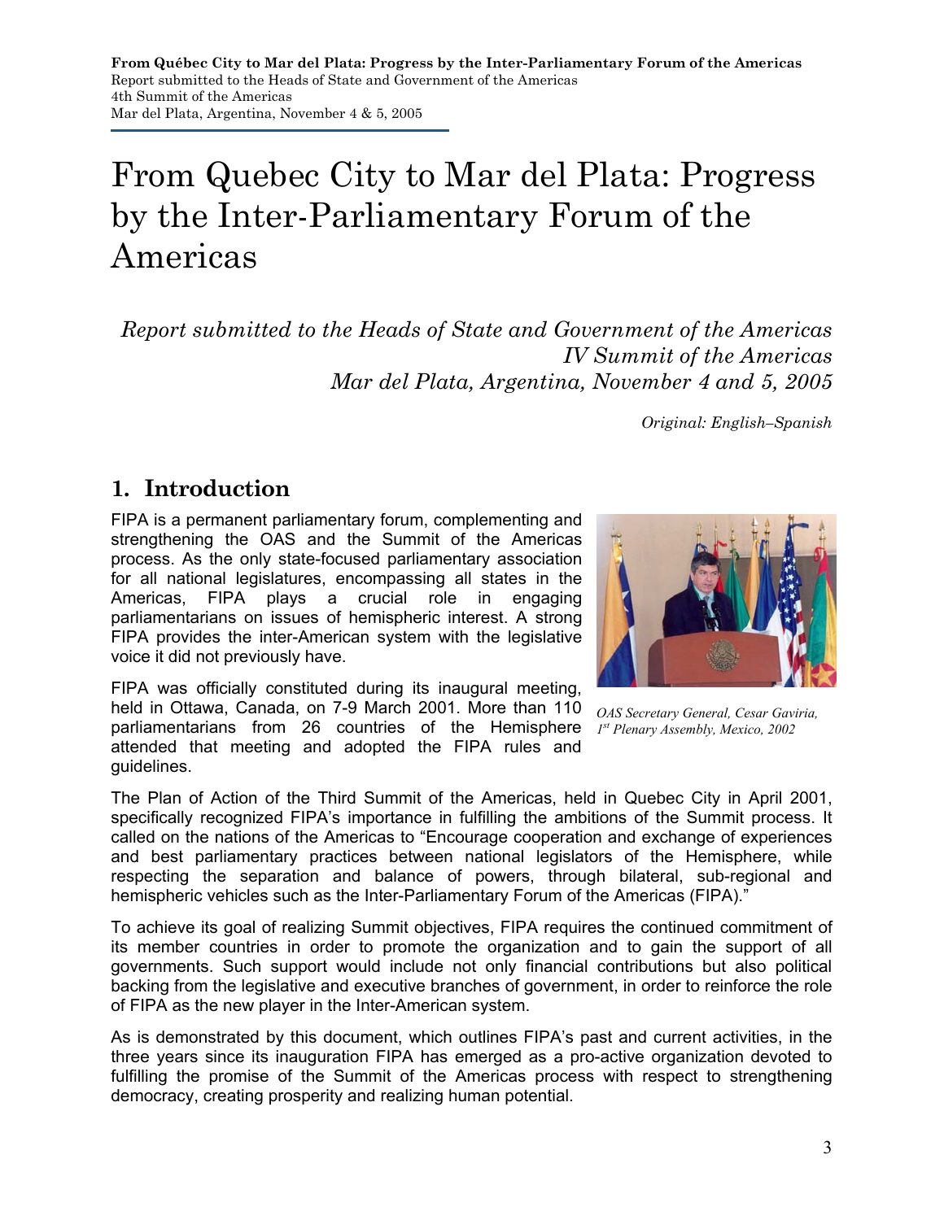# From Quebec City to Mar del Plata: Progress by the Inter-Parliamentary Forum of the Americas

*Report submitted to the Heads of State and Government of the Americas*
*IV Summit of the Americas*
*Mar del Plata, Argentina, November 4 and 5, 2005*

*Original: English–Spanish*

## 1. Introduction

FIPA is a permanent parliamentary forum, complementing and strengthening the OAS and the Summit of the Americas process. As the only state-focused parliamentary association for all national legislatures, encompassing all states in the Americas, FIPA plays a crucial role in engaging parliamentarians on issues of hemispheric interest. A strong FIPA provides the inter-American system with the legislative voice it did not previously have.

*OAS Secretary General, Cesar Gaviria, 1st Plenary Assembly, Mexico, 2002*

FIPA was officially constituted during its inaugural meeting, held in Ottawa, Canada, on 7-9 March 2001. More than 110 parliamentarians from 26 countries of the Hemisphere attended that meeting and adopted the FIPA rules and guidelines.

The Plan of Action of the Third Summit of the Americas, held in Quebec City in April 2001, specifically recognized FIPA's importance in fulfilling the ambitions of the Summit process. It called on the nations of the Americas to "Encourage cooperation and exchange of experiences and best parliamentary practices between national legislators of the Hemisphere, while respecting the separation and balance of powers, through bilateral, sub-regional and hemispheric vehicles such as the Inter-Parliamentary Forum of the Americas (FIPA)."

To achieve its goal of realizing Summit objectives, FIPA requires the continued commitment of its member countries in order to promote the organization and to gain the support of all governments. Such support would include not only financial contributions but also political backing from the legislative and executive branches of government, in order to reinforce the role of FIPA as the new player in the Inter-American system.

As is demonstrated by this document, which outlines FIPA's past and current activities, in the three years since its inauguration FIPA has emerged as a pro-active organization devoted to fulfilling the promise of the Summit of the Americas process with respect to strengthening democracy, creating prosperity and realizing human potential.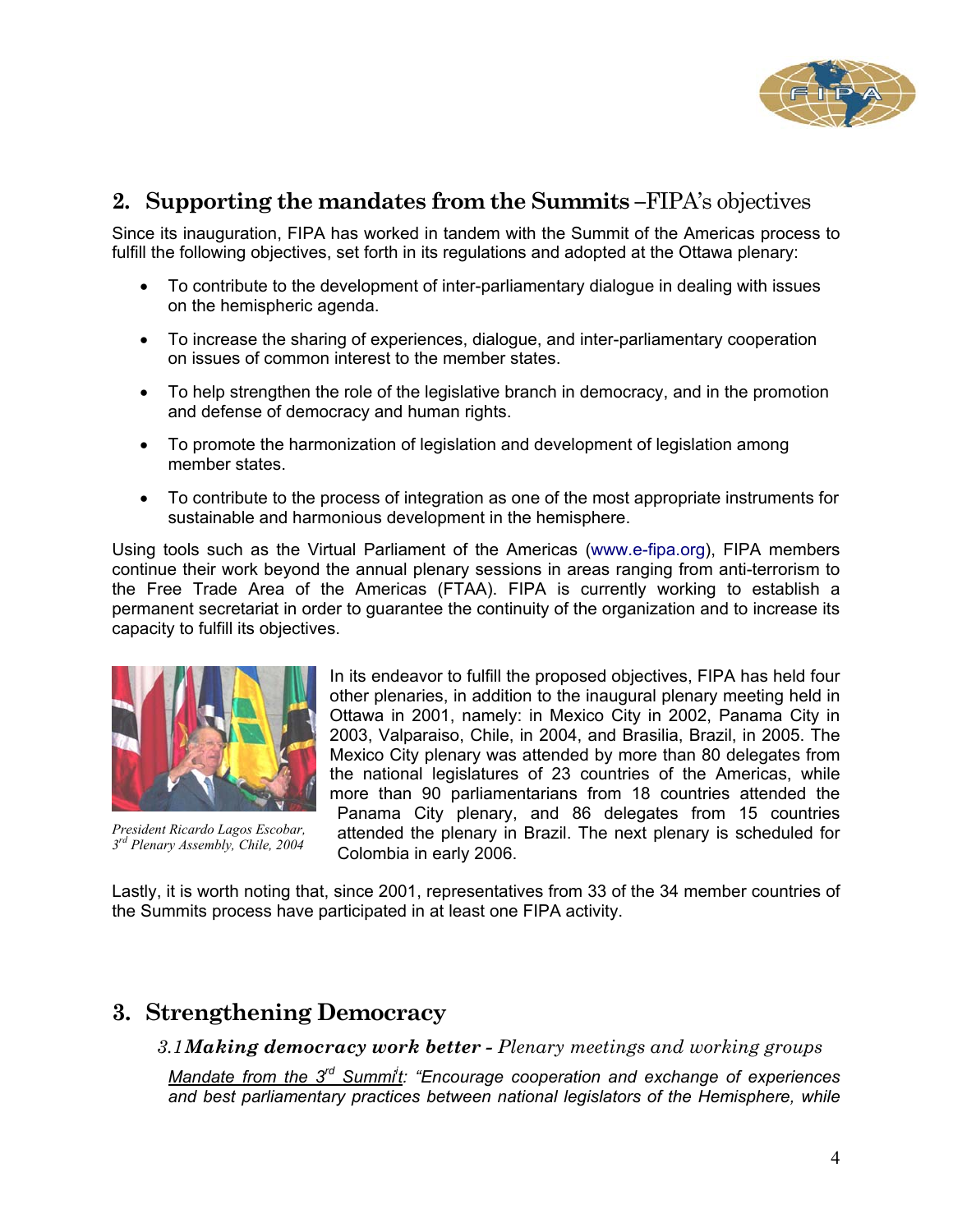## 2. Supporting the mandates from the Summits –FIPA's objectives

Since its inauguration, FIPA has worked in tandem with the Summit of the Americas process to fulfill the following objectives, set forth in its regulations and adopted at the Ottawa plenary:

- To contribute to the development of inter-parliamentary dialogue in dealing with issues on the hemispheric agenda.
- To increase the sharing of experiences, dialogue, and inter-parliamentary cooperation on issues of common interest to the member states.
- To help strengthen the role of the legislative branch in democracy, and in the promotion and defense of democracy and human rights.
- To promote the harmonization of legislation and development of legislation among member states.
- To contribute to the process of integration as one of the most appropriate instruments for sustainable and harmonious development in the hemisphere.

Using tools such as the Virtual Parliament of the Americas (www.e-fipa.org), FIPA members continue their work beyond the annual plenary sessions in areas ranging from anti-terrorism to the Free Trade Area of the Americas (FTAA). FIPA is currently working to establish a permanent secretariat in order to guarantee the continuity of the organization and to increase its capacity to fulfill its objectives.

*President Ricardo Lagos Escobar, 3rd Plenary Assembly, Chile, 2004*

In its endeavor to fulfill the proposed objectives, FIPA has held four other plenaries, in addition to the inaugural plenary meeting held in Ottawa in 2001, namely: in Mexico City in 2002, Panama City in 2003, Valparaiso, Chile, in 2004, and Brasilia, Brazil, in 2005. The Mexico City plenary was attended by more than 80 delegates from the national legislatures of 23 countries of the Americas, while more than 90 parliamentarians from 18 countries attended the Panama City plenary, and 86 delegates from 15 countries attended the plenary in Brazil. The next plenary is scheduled for Colombia in early 2006.

Lastly, it is worth noting that, since 2001, representatives from 33 of the 34 member countries of the Summits process have participated in at least one FIPA activity.

## 3. Strengthening Democracy

### 3.1 *Making democracy work better - Plenary meetings and working groups*

*Mandate from the 3rd Summit: "Encourage cooperation and exchange of experiences and best parliamentary practices between national legislators of the Hemisphere, while*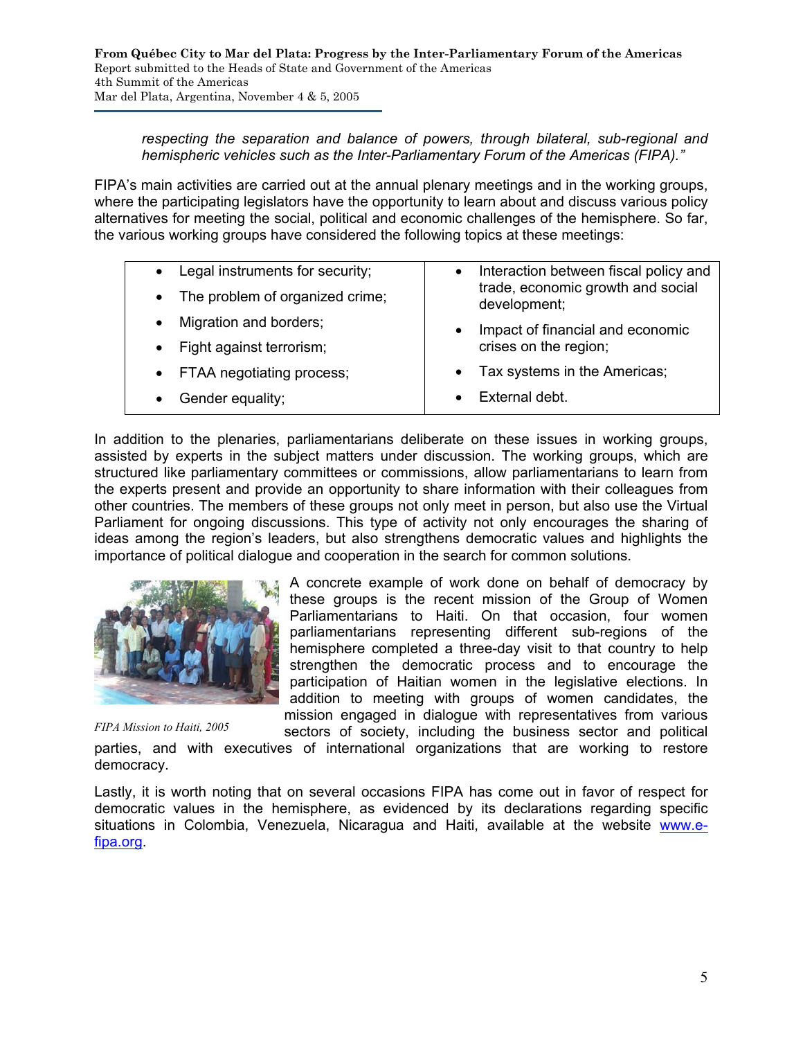*respecting the separation and balance of powers, through bilateral, sub-regional and hemispheric vehicles such as the Inter-Parliamentary Forum of the Americas (FIPA)."*

FIPA's main activities are carried out at the annual plenary meetings and in the working groups, where the participating legislators have the opportunity to learn about and discuss various policy alternatives for meeting the social, political and economic challenges of the hemisphere. So far, the various working groups have considered the following topics at these meetings:

| | |
|---|---|
| • Legal instruments for security;<br>• The problem of organized crime;<br>• Migration and borders;<br>• Fight against terrorism;<br>• FTAA negotiating process;<br>• Gender equality; | • Interaction between fiscal policy and trade, economic growth and social development;<br>• Impact of financial and economic crises on the region;<br>• Tax systems in the Americas;<br>• External debt. |

In addition to the plenaries, parliamentarians deliberate on these issues in working groups, assisted by experts in the subject matters under discussion. The working groups, which are structured like parliamentary committees or commissions, allow parliamentarians to learn from the experts present and provide an opportunity to share information with their colleagues from other countries. The members of these groups not only meet in person, but also use the Virtual Parliament for ongoing discussions. This type of activity not only encourages the sharing of ideas among the region's leaders, but also strengthens democratic values and highlights the importance of political dialogue and cooperation in the search for common solutions.

*FIPA Mission to Haiti, 2005*

A concrete example of work done on behalf of democracy by these groups is the recent mission of the Group of Women Parliamentarians to Haiti. On that occasion, four women parliamentarians representing different sub-regions of the hemisphere completed a three-day visit to that country to help strengthen the democratic process and to encourage the participation of Haitian women in the legislative elections. In addition to meeting with groups of women candidates, the mission engaged in dialogue with representatives from various sectors of society, including the business sector and political parties, and with executives of international organizations that are working to restore democracy.

Lastly, it is worth noting that on several occasions FIPA has come out in favor of respect for democratic values in the hemisphere, as evidenced by its declarations regarding specific situations in Colombia, Venezuela, Nicaragua and Haiti, available at the website www.e-fipa.org.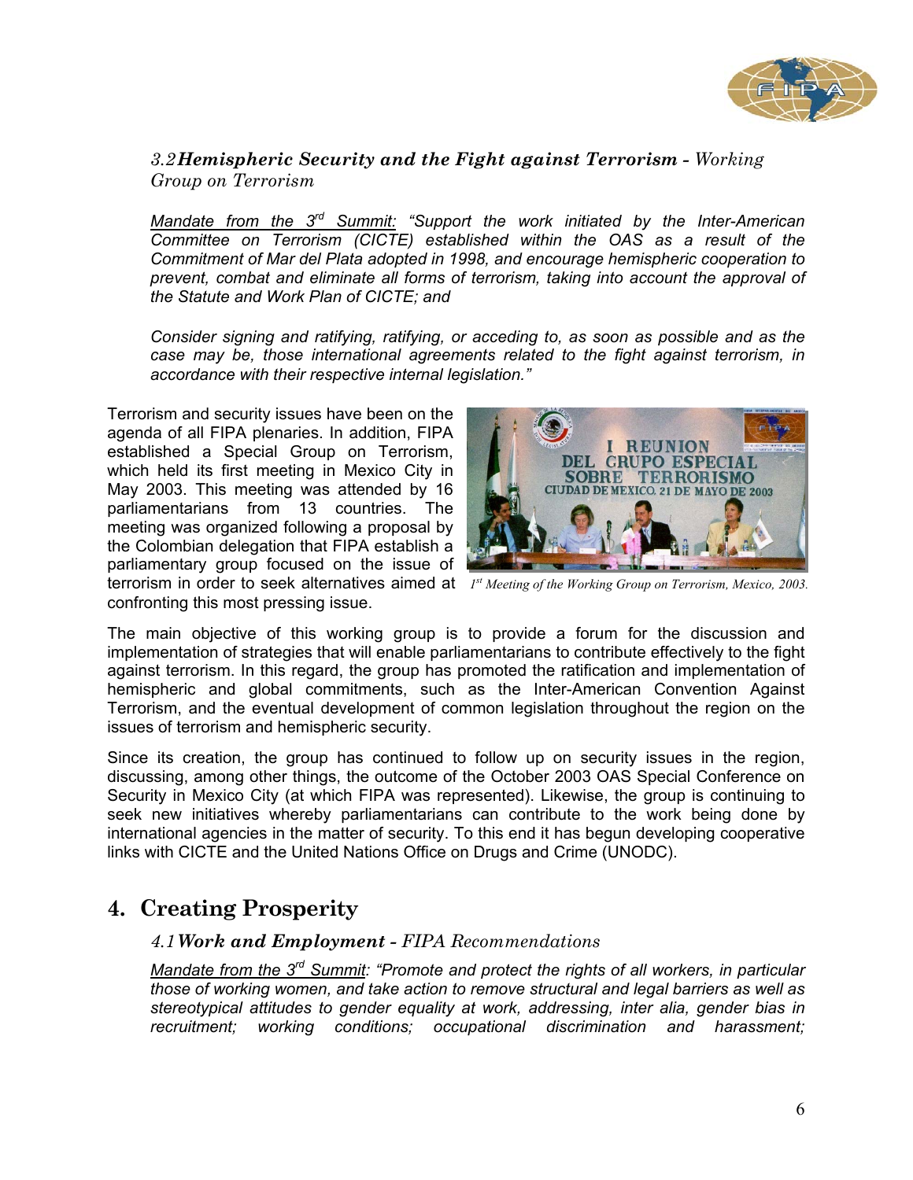### *3.2* ***Hemispheric Security and the Fight against Terrorism*** *- Working Group on Terrorism*

*Mandate from the 3rd Summit: "Support the work initiated by the Inter-American Committee on Terrorism (CICTE) established within the OAS as a result of the Commitment of Mar del Plata adopted in 1998, and encourage hemispheric cooperation to prevent, combat and eliminate all forms of terrorism, taking into account the approval of the Statute and Work Plan of CICTE; and*

*Consider signing and ratifying, ratifying, or acceding to, as soon as possible and as the case may be, those international agreements related to the fight against terrorism, in accordance with their respective internal legislation."*

Terrorism and security issues have been on the agenda of all FIPA plenaries. In addition, FIPA established a Special Group on Terrorism, which held its first meeting in Mexico City in May 2003. This meeting was attended by 16 parliamentarians from 13 countries. The meeting was organized following a proposal by the Colombian delegation that FIPA establish a parliamentary group focused on the issue of terrorism in order to seek alternatives aimed at confronting this most pressing issue.

*1st Meeting of the Working Group on Terrorism, Mexico, 2003.*

The main objective of this working group is to provide a forum for the discussion and implementation of strategies that will enable parliamentarians to contribute effectively to the fight against terrorism. In this regard, the group has promoted the ratification and implementation of hemispheric and global commitments, such as the Inter-American Convention Against Terrorism, and the eventual development of common legislation throughout the region on the issues of terrorism and hemispheric security.

Since its creation, the group has continued to follow up on security issues in the region, discussing, among other things, the outcome of the October 2003 OAS Special Conference on Security in Mexico City (at which FIPA was represented). Likewise, the group is continuing to seek new initiatives whereby parliamentarians can contribute to the work being done by international agencies in the matter of security. To this end it has begun developing cooperative links with CICTE and the United Nations Office on Drugs and Crime (UNODC).

## 4. Creating Prosperity

### *4.1* ***Work and Employment*** *- FIPA Recommendations*

*Mandate from the 3rd Summit: "Promote and protect the rights of all workers, in particular those of working women, and take action to remove structural and legal barriers as well as stereotypical attitudes to gender equality at work, addressing, inter alia, gender bias in recruitment; working conditions; occupational discrimination and harassment;*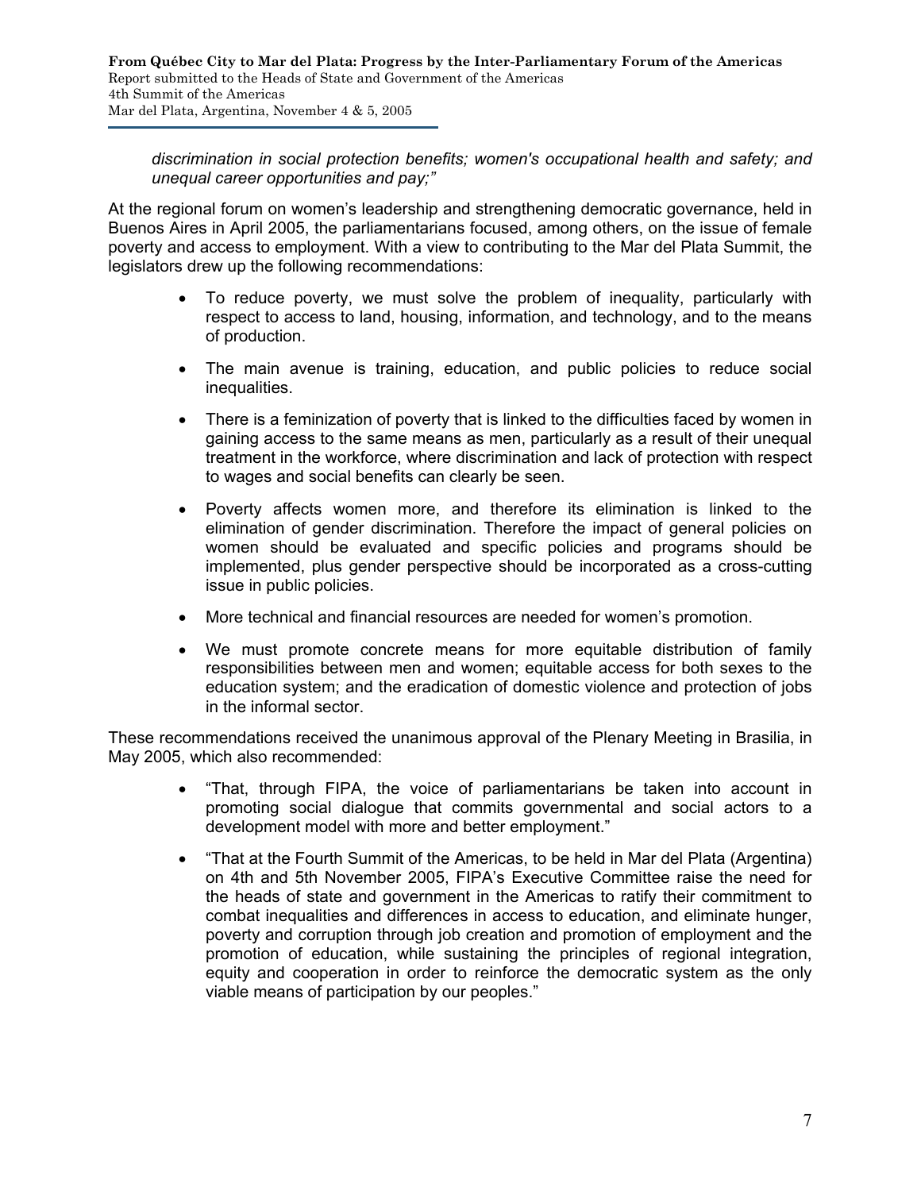*discrimination in social protection benefits; women's occupational health and safety; and unequal career opportunities and pay;"*

At the regional forum on women's leadership and strengthening democratic governance, held in Buenos Aires in April 2005, the parliamentarians focused, among others, on the issue of female poverty and access to employment. With a view to contributing to the Mar del Plata Summit, the legislators drew up the following recommendations:

- To reduce poverty, we must solve the problem of inequality, particularly with respect to access to land, housing, information, and technology, and to the means of production.
- The main avenue is training, education, and public policies to reduce social inequalities.
- There is a feminization of poverty that is linked to the difficulties faced by women in gaining access to the same means as men, particularly as a result of their unequal treatment in the workforce, where discrimination and lack of protection with respect to wages and social benefits can clearly be seen.
- Poverty affects women more, and therefore its elimination is linked to the elimination of gender discrimination. Therefore the impact of general policies on women should be evaluated and specific policies and programs should be implemented, plus gender perspective should be incorporated as a cross-cutting issue in public policies.
- More technical and financial resources are needed for women's promotion.
- We must promote concrete means for more equitable distribution of family responsibilities between men and women; equitable access for both sexes to the education system; and the eradication of domestic violence and protection of jobs in the informal sector.

These recommendations received the unanimous approval of the Plenary Meeting in Brasilia, in May 2005, which also recommended:

- "That, through FIPA, the voice of parliamentarians be taken into account in promoting social dialogue that commits governmental and social actors to a development model with more and better employment."
- "That at the Fourth Summit of the Americas, to be held in Mar del Plata (Argentina) on 4th and 5th November 2005, FIPA's Executive Committee raise the need for the heads of state and government in the Americas to ratify their commitment to combat inequalities and differences in access to education, and eliminate hunger, poverty and corruption through job creation and promotion of employment and the promotion of education, while sustaining the principles of regional integration, equity and cooperation in order to reinforce the democratic system as the only viable means of participation by our peoples."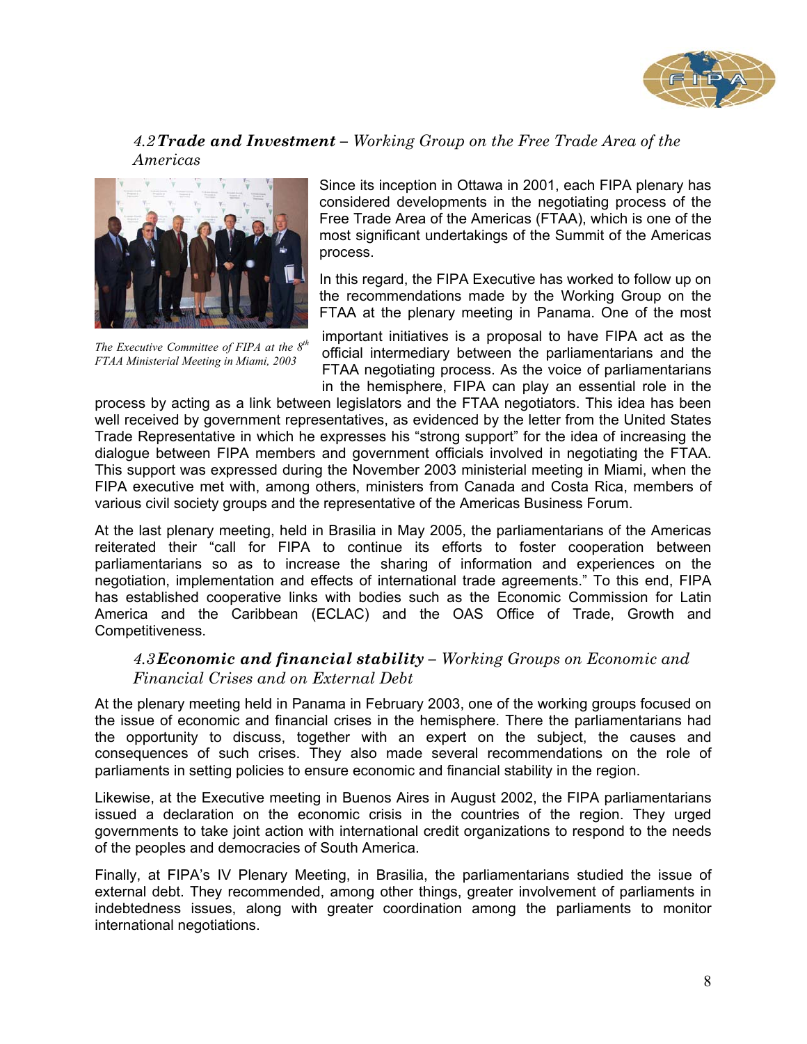### *4.2 **Trade and Investment** – Working Group on the Free Trade Area of the Americas*

*The Executive Committee of FIPA at the 8th FTAA Ministerial Meeting in Miami, 2003*

Since its inception in Ottawa in 2001, each FIPA plenary has considered developments in the negotiating process of the Free Trade Area of the Americas (FTAA), which is one of the most significant undertakings of the Summit of the Americas process.

In this regard, the FIPA Executive has worked to follow up on the recommendations made by the Working Group on the FTAA at the plenary meeting in Panama. One of the most important initiatives is a proposal to have FIPA act as the official intermediary between the parliamentarians and the FTAA negotiating process. As the voice of parliamentarians in the hemisphere, FIPA can play an essential role in the process by acting as a link between legislators and the FTAA negotiators. This idea has been well received by government representatives, as evidenced by the letter from the United States Trade Representative in which he expresses his "strong support" for the idea of increasing the dialogue between FIPA members and government officials involved in negotiating the FTAA. This support was expressed during the November 2003 ministerial meeting in Miami, when the FIPA executive met with, among others, ministers from Canada and Costa Rica, members of various civil society groups and the representative of the Americas Business Forum.

At the last plenary meeting, held in Brasilia in May 2005, the parliamentarians of the Americas reiterated their "call for FIPA to continue its efforts to foster cooperation between parliamentarians so as to increase the sharing of information and experiences on the negotiation, implementation and effects of international trade agreements." To this end, FIPA has established cooperative links with bodies such as the Economic Commission for Latin America and the Caribbean (ECLAC) and the OAS Office of Trade, Growth and Competitiveness.

### *4.3 **Economic and financial stability** – Working Groups on Economic and Financial Crises and on External Debt*

At the plenary meeting held in Panama in February 2003, one of the working groups focused on the issue of economic and financial crises in the hemisphere. There the parliamentarians had the opportunity to discuss, together with an expert on the subject, the causes and consequences of such crises. They also made several recommendations on the role of parliaments in setting policies to ensure economic and financial stability in the region.

Likewise, at the Executive meeting in Buenos Aires in August 2002, the FIPA parliamentarians issued a declaration on the economic crisis in the countries of the region. They urged governments to take joint action with international credit organizations to respond to the needs of the peoples and democracies of South America.

Finally, at FIPA's IV Plenary Meeting, in Brasilia, the parliamentarians studied the issue of external debt. They recommended, among other things, greater involvement of parliaments in indebtedness issues, along with greater coordination among the parliaments to monitor international negotiations.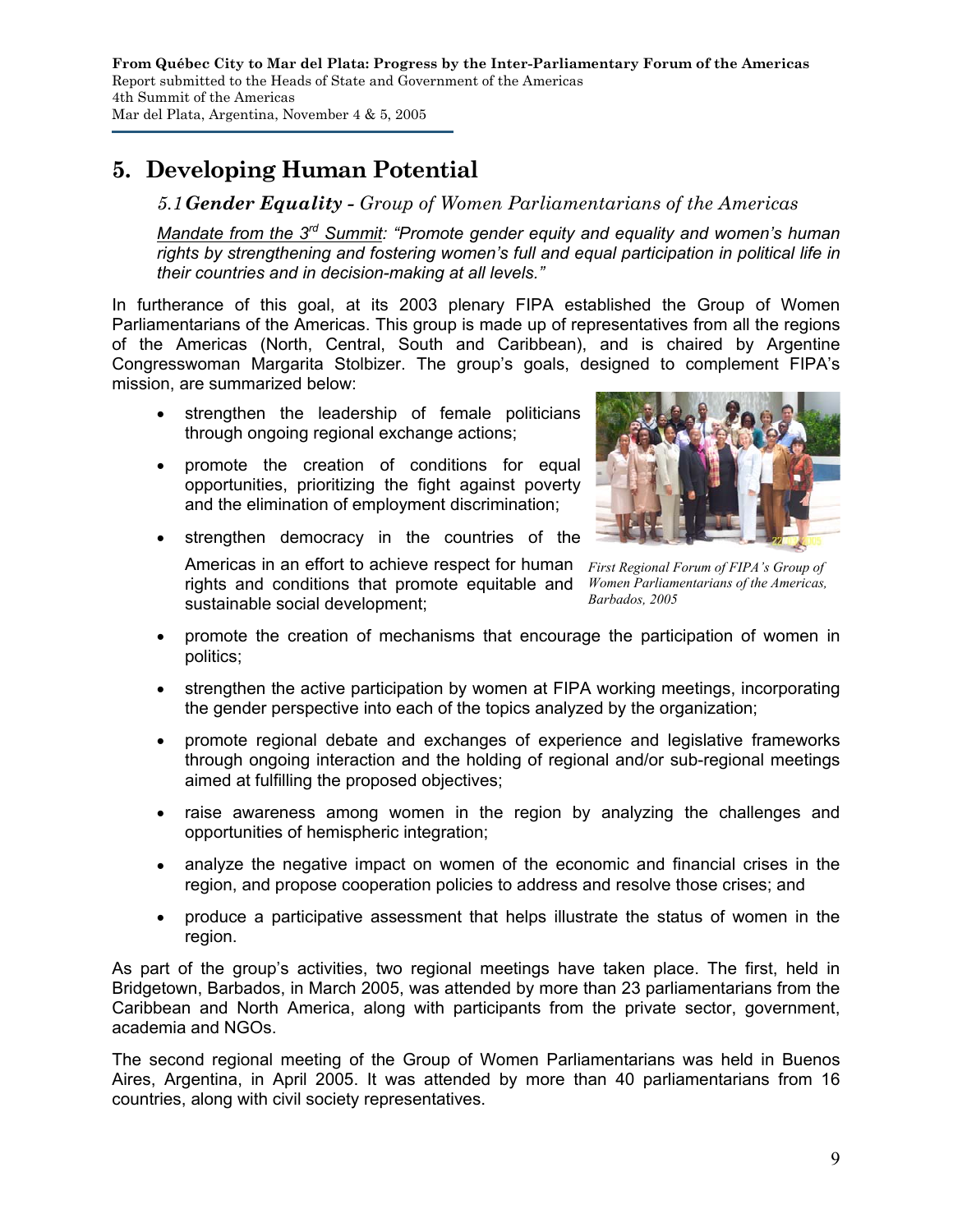# 5. Developing Human Potential

## *5.1 **Gender Equality** - Group of Women Parliamentarians of the Americas*

*Mandate from the 3rd Summit: "Promote gender equity and equality and women's human rights by strengthening and fostering women's full and equal participation in political life in their countries and in decision-making at all levels."*

In furtherance of this goal, at its 2003 plenary FIPA established the Group of Women Parliamentarians of the Americas. This group is made up of representatives from all the regions of the Americas (North, Central, South and Caribbean), and is chaired by Argentine Congresswoman Margarita Stolbizer. The group's goals, designed to complement FIPA's mission, are summarized below:

- strengthen the leadership of female politicians through ongoing regional exchange actions;
- promote the creation of conditions for equal opportunities, prioritizing the fight against poverty and the elimination of employment discrimination;
- strengthen democracy in the countries of the Americas in an effort to achieve respect for human rights and conditions that promote equitable and sustainable social development;
- promote the creation of mechanisms that encourage the participation of women in politics;
- strengthen the active participation by women at FIPA working meetings, incorporating the gender perspective into each of the topics analyzed by the organization;
- promote regional debate and exchanges of experience and legislative frameworks through ongoing interaction and the holding of regional and/or sub-regional meetings aimed at fulfilling the proposed objectives;
- raise awareness among women in the region by analyzing the challenges and opportunities of hemispheric integration;
- analyze the negative impact on women of the economic and financial crises in the region, and propose cooperation policies to address and resolve those crises; and
- produce a participative assessment that helps illustrate the status of women in the region.

*First Regional Forum of FIPA's Group of Women Parliamentarians of the Americas, Barbados, 2005*

As part of the group's activities, two regional meetings have taken place. The first, held in Bridgetown, Barbados, in March 2005, was attended by more than 23 parliamentarians from the Caribbean and North America, along with participants from the private sector, government, academia and NGOs.

The second regional meeting of the Group of Women Parliamentarians was held in Buenos Aires, Argentina, in April 2005. It was attended by more than 40 parliamentarians from 16 countries, along with civil society representatives.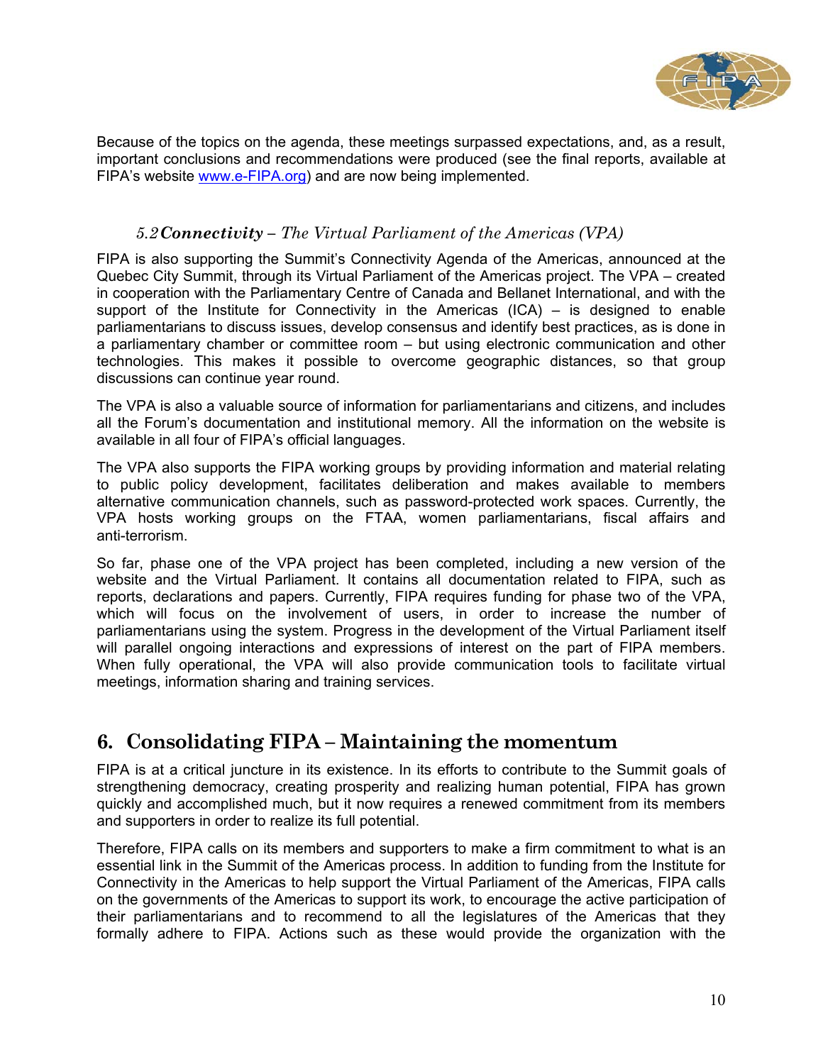Because of the topics on the agenda, these meetings surpassed expectations, and, as a result, important conclusions and recommendations were produced (see the final reports, available at FIPA's website www.e-FIPA.org) and are now being implemented.

### 5.2 *Connectivity – The Virtual Parliament of the Americas (VPA)*

FIPA is also supporting the Summit's Connectivity Agenda of the Americas, announced at the Quebec City Summit, through its Virtual Parliament of the Americas project. The VPA – created in cooperation with the Parliamentary Centre of Canada and Bellanet International, and with the support of the Institute for Connectivity in the Americas (ICA) – is designed to enable parliamentarians to discuss issues, develop consensus and identify best practices, as is done in a parliamentary chamber or committee room – but using electronic communication and other technologies. This makes it possible to overcome geographic distances, so that group discussions can continue year round.

The VPA is also a valuable source of information for parliamentarians and citizens, and includes all the Forum's documentation and institutional memory. All the information on the website is available in all four of FIPA's official languages.

The VPA also supports the FIPA working groups by providing information and material relating to public policy development, facilitates deliberation and makes available to members alternative communication channels, such as password-protected work spaces. Currently, the VPA hosts working groups on the FTAA, women parliamentarians, fiscal affairs and anti-terrorism.

So far, phase one of the VPA project has been completed, including a new version of the website and the Virtual Parliament. It contains all documentation related to FIPA, such as reports, declarations and papers. Currently, FIPA requires funding for phase two of the VPA, which will focus on the involvement of users, in order to increase the number of parliamentarians using the system. Progress in the development of the Virtual Parliament itself will parallel ongoing interactions and expressions of interest on the part of FIPA members. When fully operational, the VPA will also provide communication tools to facilitate virtual meetings, information sharing and training services.

## 6. Consolidating FIPA – Maintaining the momentum

FIPA is at a critical juncture in its existence. In its efforts to contribute to the Summit goals of strengthening democracy, creating prosperity and realizing human potential, FIPA has grown quickly and accomplished much, but it now requires a renewed commitment from its members and supporters in order to realize its full potential.

Therefore, FIPA calls on its members and supporters to make a firm commitment to what is an essential link in the Summit of the Americas process. In addition to funding from the Institute for Connectivity in the Americas to help support the Virtual Parliament of the Americas, FIPA calls on the governments of the Americas to support its work, to encourage the active participation of their parliamentarians and to recommend to all the legislatures of the Americas that they formally adhere to FIPA. Actions such as these would provide the organization with the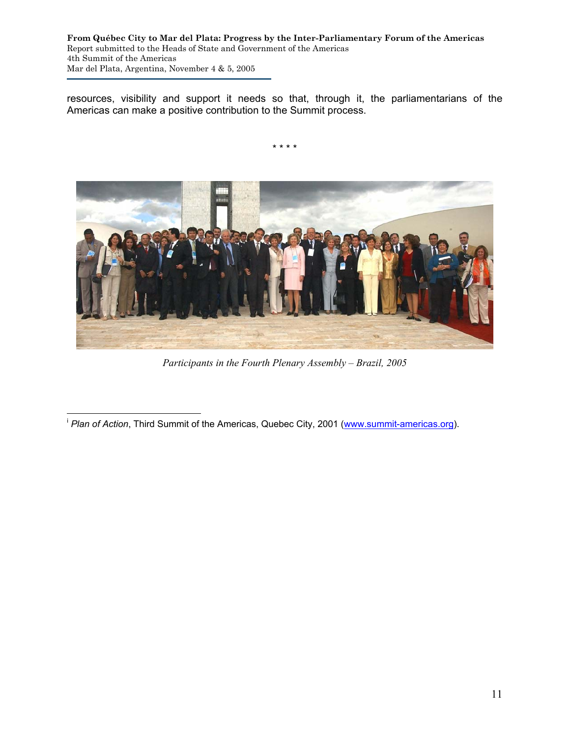resources, visibility and support it needs so that, through it, the parliamentarians of the Americas can make a positive contribution to the Summit process.

\* \* \* \*

*Participants in the Fourth Plenary Assembly – Brazil, 2005*

---

[i] *Plan of Action*, Third Summit of the Americas, Quebec City, 2001 (www.summit-americas.org).